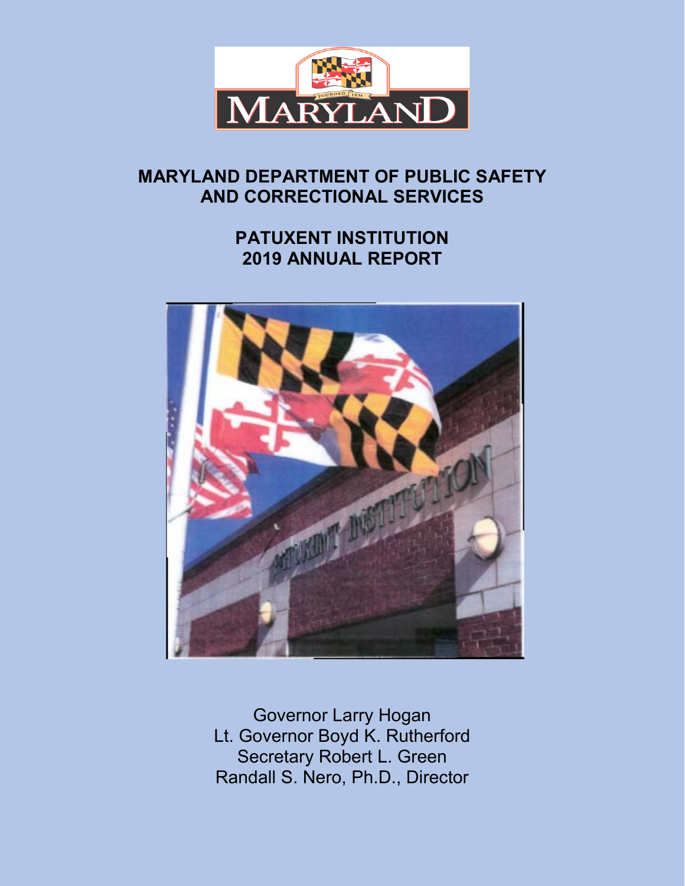MARYLAND

# MARYLAND DEPARTMENT OF PUBLIC SAFETY AND CORRECTIONAL SERVICES

## PATUXENT INSTITUTION 2019 ANNUAL REPORT

Governor Larry Hogan
Lt. Governor Boyd K. Rutherford
Secretary Robert L. Green
Randall S. Nero, Ph.D., Director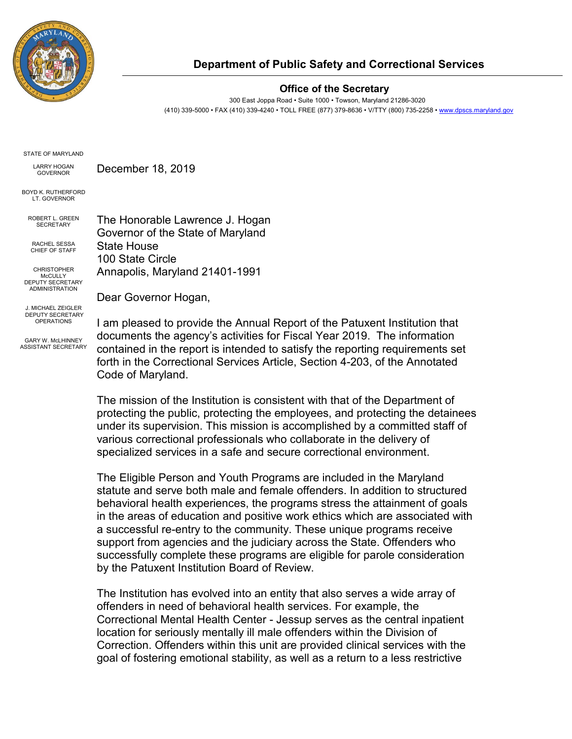# Department of Public Safety and Correctional Services

**Office of the Secretary**

300 East Joppa Road • Suite 1000 • Towson, Maryland 21286-3020
(410) 339-5000 • FAX (410) 339-4240 • TOLL FREE (877) 379-8636 • V/TTY (800) 735-2258 • www.dpscs.maryland.gov

STATE OF MARYLAND

LARRY HOGAN
GOVERNOR

BOYD K. RUTHERFORD
LT. GOVERNOR

ROBERT L. GREEN
SECRETARY

RACHEL SESSA
CHIEF OF STAFF

CHRISTOPHER McCULLY
DEPUTY SECRETARY
ADMINISTRATION

J. MICHAEL ZEIGLER
DEPUTY SECRETARY
OPERATIONS

GARY W. McLHINNEY
ASSISTANT SECRETARY

December 18, 2019

The Honorable Lawrence J. Hogan
Governor of the State of Maryland
State House
100 State Circle
Annapolis, Maryland 21401-1991

Dear Governor Hogan,

I am pleased to provide the Annual Report of the Patuxent Institution that documents the agency's activities for Fiscal Year 2019. The information contained in the report is intended to satisfy the reporting requirements set forth in the Correctional Services Article, Section 4-203, of the Annotated Code of Maryland.

The mission of the Institution is consistent with that of the Department of protecting the public, protecting the employees, and protecting the detainees under its supervision. This mission is accomplished by a committed staff of various correctional professionals who collaborate in the delivery of specialized services in a safe and secure correctional environment.

The Eligible Person and Youth Programs are included in the Maryland statute and serve both male and female offenders. In addition to structured behavioral health experiences, the programs stress the attainment of goals in the areas of education and positive work ethics which are associated with a successful re-entry to the community. These unique programs receive support from agencies and the judiciary across the State. Offenders who successfully complete these programs are eligible for parole consideration by the Patuxent Institution Board of Review.

The Institution has evolved into an entity that also serves a wide array of offenders in need of behavioral health services. For example, the Correctional Mental Health Center - Jessup serves as the central inpatient location for seriously mentally ill male offenders within the Division of Correction. Offenders within this unit are provided clinical services with the goal of fostering emotional stability, as well as a return to a less restrictive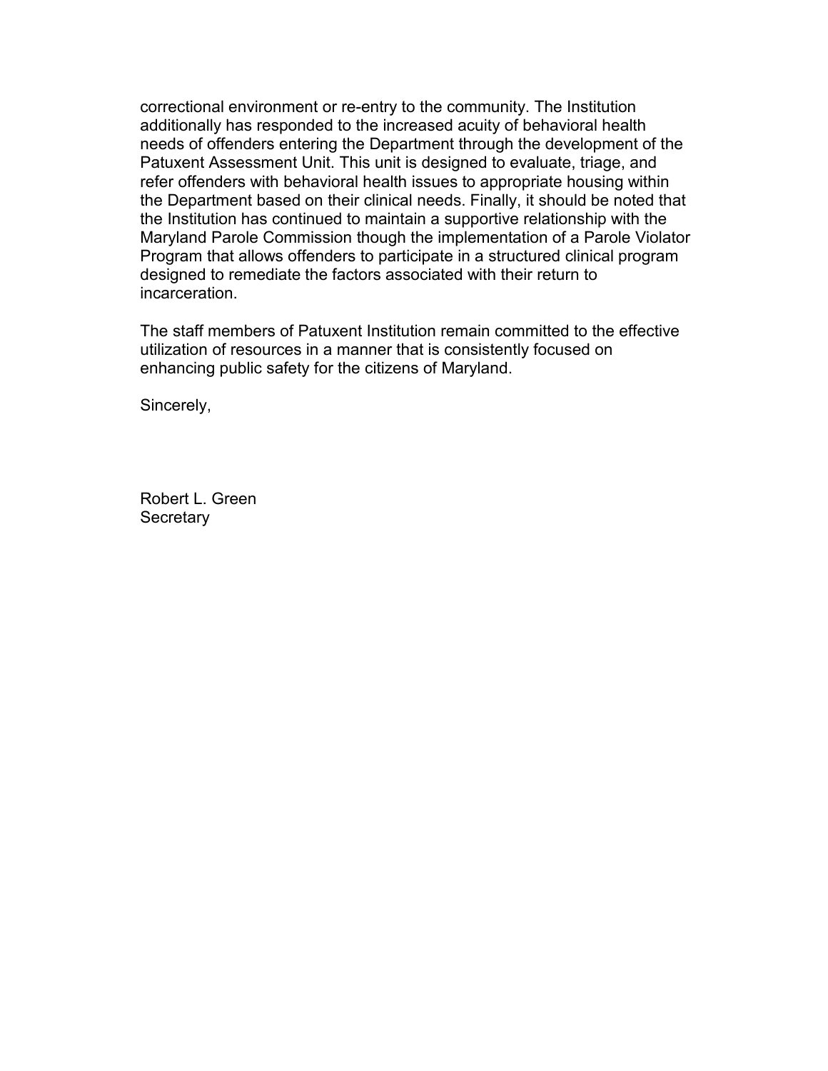correctional environment or re-entry to the community. The Institution additionally has responded to the increased acuity of behavioral health needs of offenders entering the Department through the development of the Patuxent Assessment Unit. This unit is designed to evaluate, triage, and refer offenders with behavioral health issues to appropriate housing within the Department based on their clinical needs. Finally, it should be noted that the Institution has continued to maintain a supportive relationship with the Maryland Parole Commission though the implementation of a Parole Violator Program that allows offenders to participate in a structured clinical program designed to remediate the factors associated with their return to incarceration.

The staff members of Patuxent Institution remain committed to the effective utilization of resources in a manner that is consistently focused on enhancing public safety for the citizens of Maryland.

Sincerely,

Robert L. Green
Secretary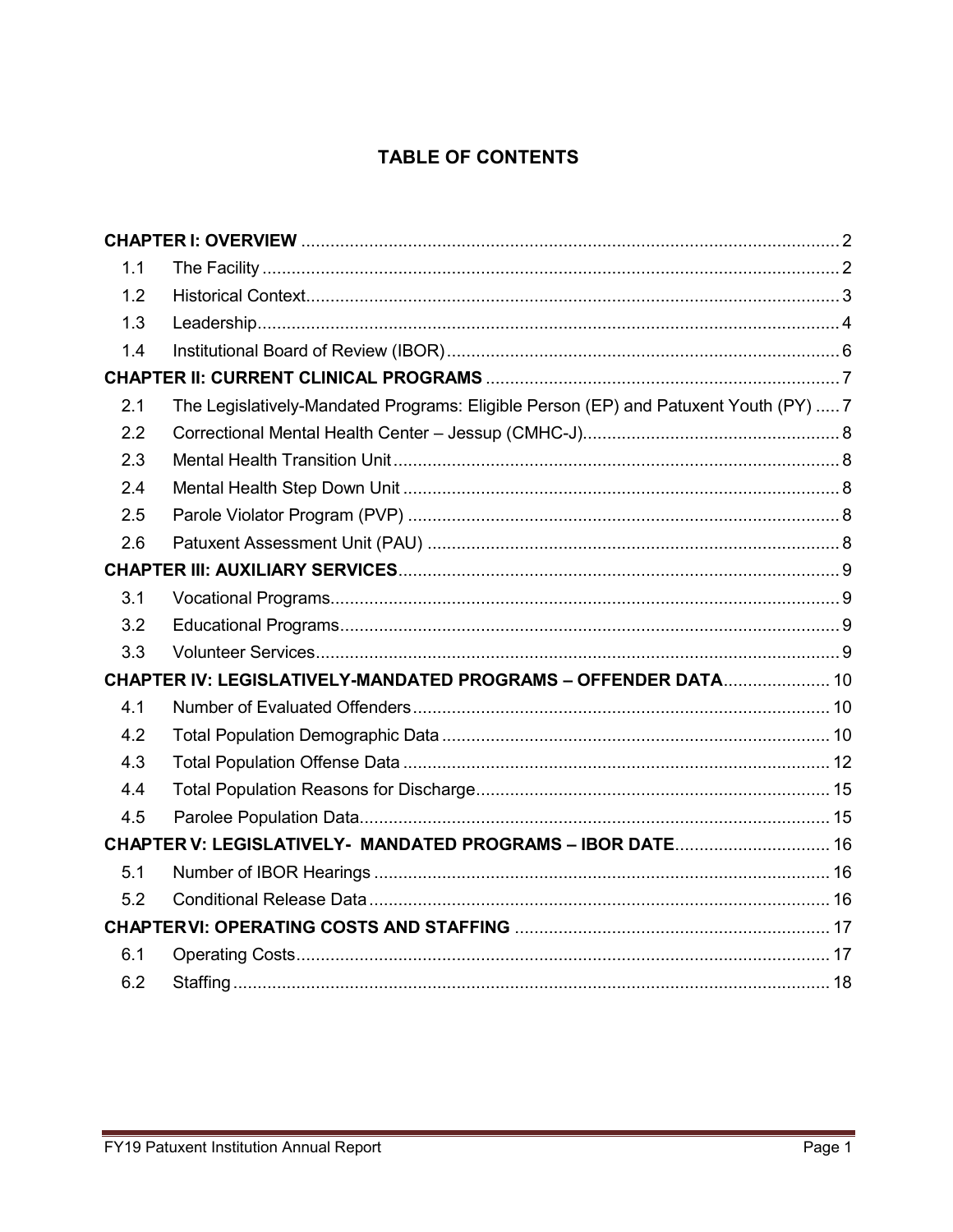# TABLE OF CONTENTS

| | | |
|---|---|---|
| **CHAPTER I: OVERVIEW** | | 2 |
| 1.1 | The Facility | 2 |
| 1.2 | Historical Context | 3 |
| 1.3 | Leadership | 4 |
| 1.4 | Institutional Board of Review (IBOR) | 6 |
| **CHAPTER II: CURRENT CLINICAL PROGRAMS** | | 7 |
| 2.1 | The Legislatively-Mandated Programs: Eligible Person (EP) and Patuxent Youth (PY) | 7 |
| 2.2 | Correctional Mental Health Center – Jessup (CMHC-J) | 8 |
| 2.3 | Mental Health Transition Unit | 8 |
| 2.4 | Mental Health Step Down Unit | 8 |
| 2.5 | Parole Violator Program (PVP) | 8 |
| 2.6 | Patuxent Assessment Unit (PAU) | 8 |
| **CHAPTER III: AUXILIARY SERVICES** | | 9 |
| 3.1 | Vocational Programs | 9 |
| 3.2 | Educational Programs | 9 |
| 3.3 | Volunteer Services | 9 |
| **CHAPTER IV: LEGISLATIVELY-MANDATED PROGRAMS – OFFENDER DATA** | | 10 |
| 4.1 | Number of Evaluated Offenders | 10 |
| 4.2 | Total Population Demographic Data | 10 |
| 4.3 | Total Population Offense Data | 12 |
| 4.4 | Total Population Reasons for Discharge | 15 |
| 4.5 | Parolee Population Data | 15 |
| **CHAPTER V: LEGISLATIVELY- MANDATED PROGRAMS – IBOR DATE** | | 16 |
| 5.1 | Number of IBOR Hearings | 16 |
| 5.2 | Conditional Release Data | 16 |
| **CHAPTER VI: OPERATING COSTS AND STAFFING** | | 17 |
| 6.1 | Operating Costs | 17 |
| 6.2 | Staffing | 18 |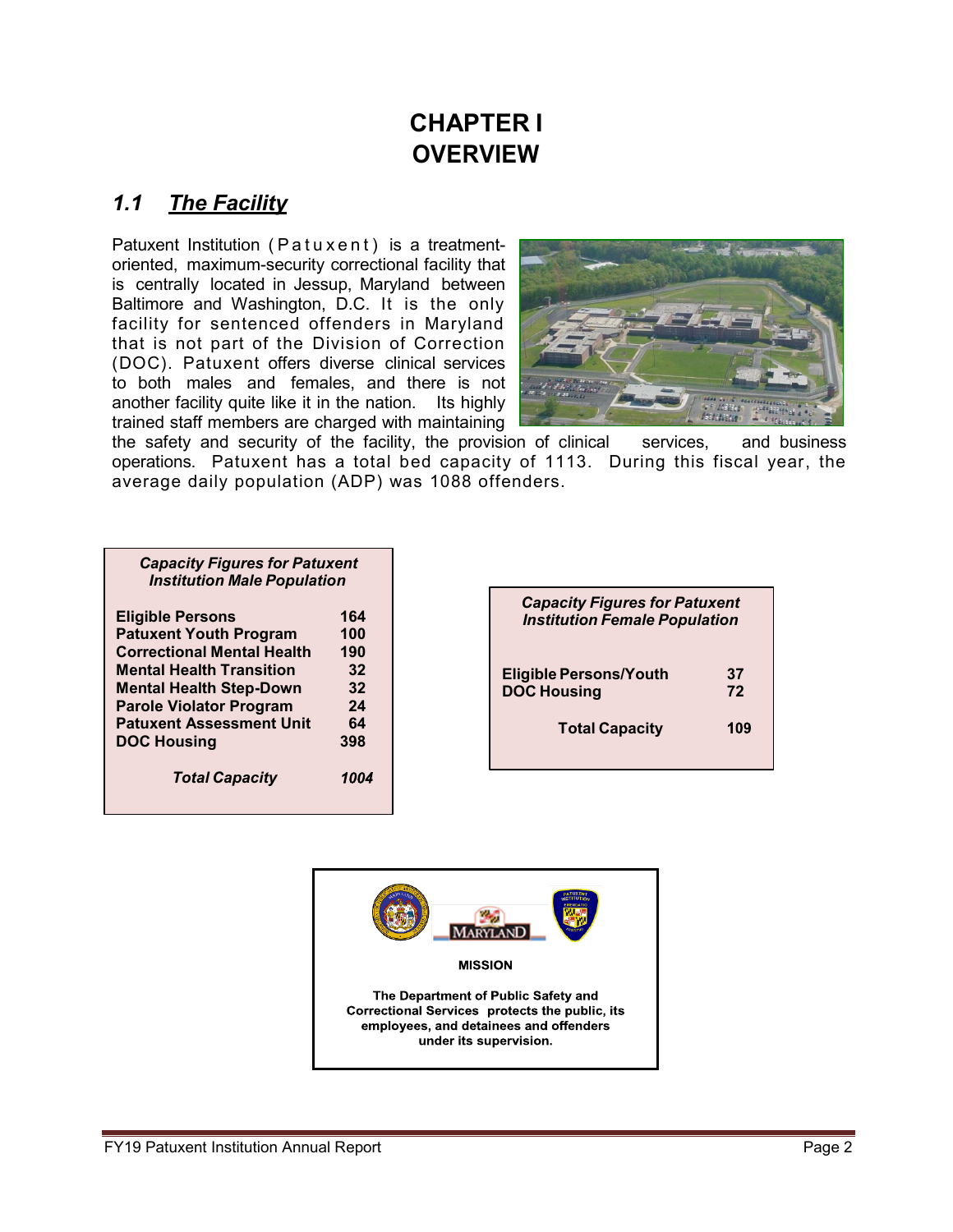# CHAPTER I
# OVERVIEW

## *1.1 The Facility*

Patuxent Institution (Patuxent) is a treatment-oriented, maximum-security correctional facility that is centrally located in Jessup, Maryland between Baltimore and Washington, D.C. It is the only facility for sentenced offenders in Maryland that is not part of the Division of Correction (DOC). Patuxent offers diverse clinical services to both males and females, and there is not another facility quite like it in the nation. Its highly trained staff members are charged with maintaining the safety and security of the facility, the provision of clinical services, and business operations. Patuxent has a total bed capacity of 1113. During this fiscal year, the average daily population (ADP) was 1088 offenders.

| *Capacity Figures for Patuxent Institution Male Population* | |
|---|---|
| **Eligible Persons** | **164** |
| **Patuxent Youth Program** | **100** |
| **Correctional Mental Health** | **190** |
| **Mental Health Transition** | **32** |
| **Mental Health Step-Down** | **32** |
| **Parole Violator Program** | **24** |
| **Patuxent Assessment Unit** | **64** |
| **DOC Housing** | **398** |
| ***Total Capacity*** | ***1004*** |

| *Capacity Figures for Patuxent Institution Female Population* | |
|---|---|
| **Eligible Persons/Youth** | **37** |
| **DOC Housing** | **72** |
| **Total Capacity** | **109** |

**MISSION**

**The Department of Public Safety and Correctional Services protects the public, its employees, and detainees and offenders under its supervision.**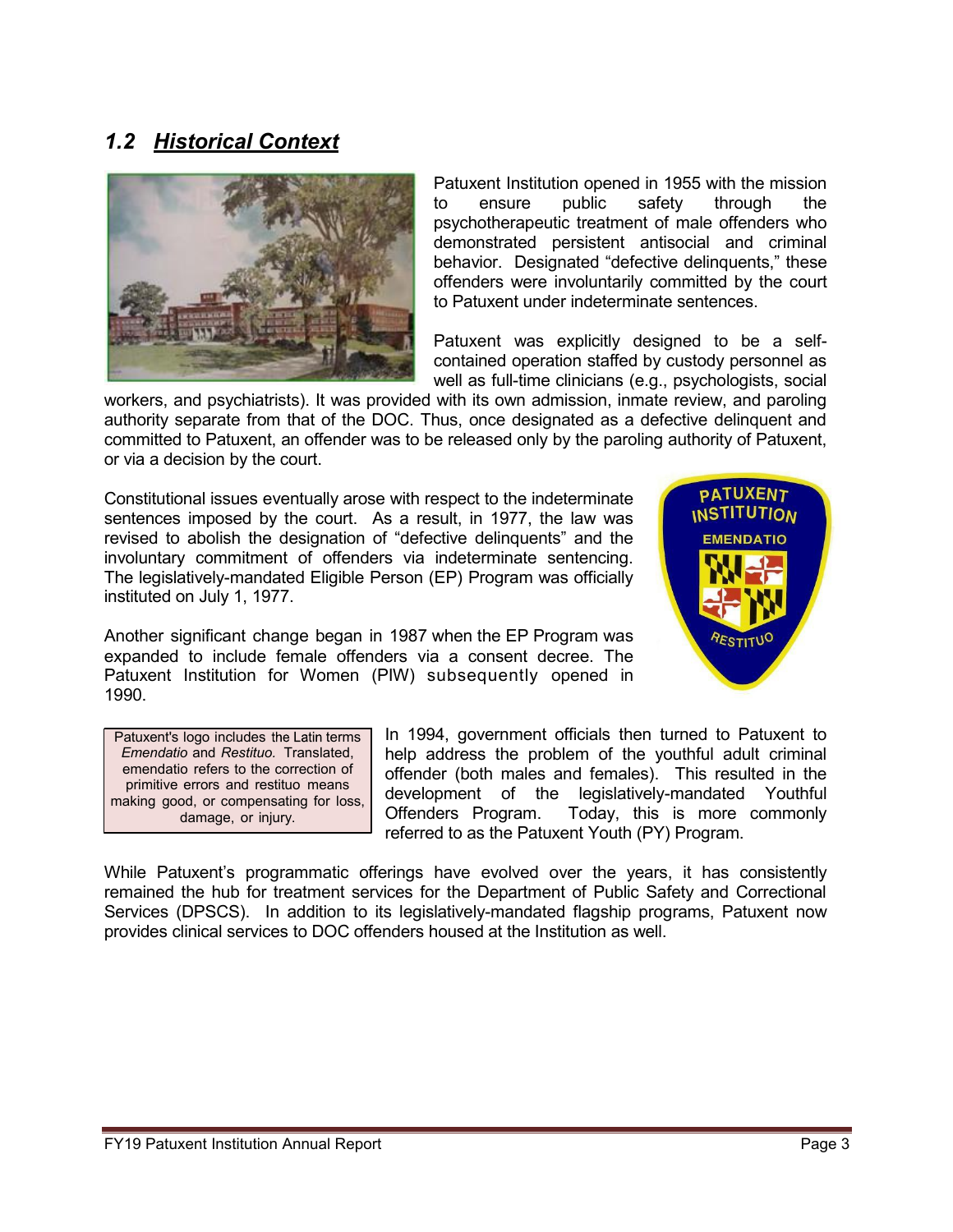## *1.2 Historical Context*

Patuxent Institution opened in 1955 with the mission to ensure public safety through the psychotherapeutic treatment of male offenders who demonstrated persistent antisocial and criminal behavior. Designated "defective delinquents," these offenders were involuntarily committed by the court to Patuxent under indeterminate sentences.

Patuxent was explicitly designed to be a self-contained operation staffed by custody personnel as well as full-time clinicians (e.g., psychologists, social workers, and psychiatrists). It was provided with its own admission, inmate review, and paroling authority separate from that of the DOC. Thus, once designated as a defective delinquent and committed to Patuxent, an offender was to be released only by the paroling authority of Patuxent, or via a decision by the court.

Constitutional issues eventually arose with respect to the indeterminate sentences imposed by the court. As a result, in 1977, the law was revised to abolish the designation of "defective delinquents" and the involuntary commitment of offenders via indeterminate sentencing. The legislatively-mandated Eligible Person (EP) Program was officially instituted on July 1, 1977.

Another significant change began in 1987 when the EP Program was expanded to include female offenders via a consent decree. The Patuxent Institution for Women (PIW) subsequently opened in 1990.

Patuxent's logo includes the Latin terms *Emendatio* and *Restituo.* Translated, emendatio refers to the correction of primitive errors and restituo means making good, or compensating for loss, damage, or injury.

In 1994, government officials then turned to Patuxent to help address the problem of the youthful adult criminal offender (both males and females). This resulted in the development of the legislatively-mandated Youthful Offenders Program. Today, this is more commonly referred to as the Patuxent Youth (PY) Program.

While Patuxent's programmatic offerings have evolved over the years, it has consistently remained the hub for treatment services for the Department of Public Safety and Correctional Services (DPSCS). In addition to its legislatively-mandated flagship programs, Patuxent now provides clinical services to DOC offenders housed at the Institution as well.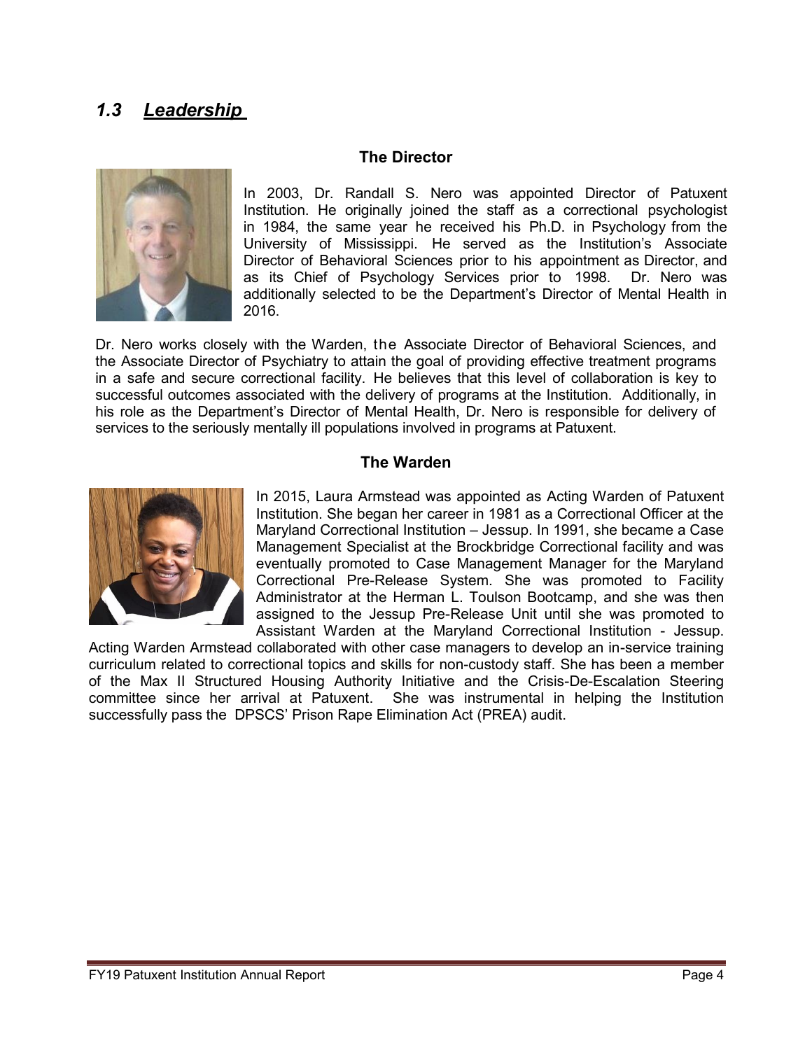## *1.3 Leadership*

### The Director

In 2003, Dr. Randall S. Nero was appointed Director of Patuxent Institution. He originally joined the staff as a correctional psychologist in 1984, the same year he received his Ph.D. in Psychology from the University of Mississippi. He served as the Institution's Associate Director of Behavioral Sciences prior to his appointment as Director, and as its Chief of Psychology Services prior to 1998. Dr. Nero was additionally selected to be the Department's Director of Mental Health in 2016.

Dr. Nero works closely with the Warden, the Associate Director of Behavioral Sciences, and the Associate Director of Psychiatry to attain the goal of providing effective treatment programs in a safe and secure correctional facility. He believes that this level of collaboration is key to successful outcomes associated with the delivery of programs at the Institution. Additionally, in his role as the Department's Director of Mental Health, Dr. Nero is responsible for delivery of services to the seriously mentally ill populations involved in programs at Patuxent.

### The Warden

In 2015, Laura Armstead was appointed as Acting Warden of Patuxent Institution. She began her career in 1981 as a Correctional Officer at the Maryland Correctional Institution – Jessup. In 1991, she became a Case Management Specialist at the Brockbridge Correctional facility and was eventually promoted to Case Management Manager for the Maryland Correctional Pre-Release System. She was promoted to Facility Administrator at the Herman L. Toulson Bootcamp, and she was then assigned to the Jessup Pre-Release Unit until she was promoted to Assistant Warden at the Maryland Correctional Institution - Jessup. Acting Warden Armstead collaborated with other case managers to develop an in-service training curriculum related to correctional topics and skills for non-custody staff. She has been a member of the Max II Structured Housing Authority Initiative and the Crisis-De-Escalation Steering committee since her arrival at Patuxent. She was instrumental in helping the Institution successfully pass the DPSCS' Prison Rape Elimination Act (PREA) audit.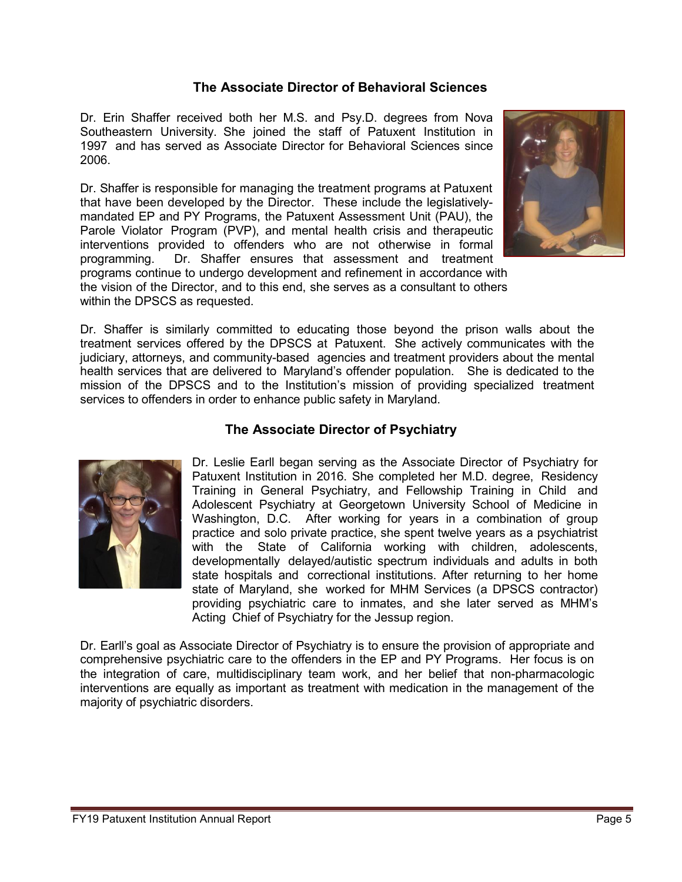## The Associate Director of Behavioral Sciences

Dr. Erin Shaffer received both her M.S. and Psy.D. degrees from Nova Southeastern University. She joined the staff of Patuxent Institution in 1997 and has served as Associate Director for Behavioral Sciences since 2006.

Dr. Shaffer is responsible for managing the treatment programs at Patuxent that have been developed by the Director. These include the legislatively-mandated EP and PY Programs, the Patuxent Assessment Unit (PAU), the Parole Violator Program (PVP), and mental health crisis and therapeutic interventions provided to offenders who are not otherwise in formal programming. Dr. Shaffer ensures that assessment and treatment programs continue to undergo development and refinement in accordance with the vision of the Director, and to this end, she serves as a consultant to others within the DPSCS as requested.

Dr. Shaffer is similarly committed to educating those beyond the prison walls about the treatment services offered by the DPSCS at Patuxent. She actively communicates with the judiciary, attorneys, and community-based agencies and treatment providers about the mental health services that are delivered to Maryland's offender population. She is dedicated to the mission of the DPSCS and to the Institution's mission of providing specialized treatment services to offenders in order to enhance public safety in Maryland.

## The Associate Director of Psychiatry

Dr. Leslie Earll began serving as the Associate Director of Psychiatry for Patuxent Institution in 2016. She completed her M.D. degree, Residency Training in General Psychiatry, and Fellowship Training in Child and Adolescent Psychiatry at Georgetown University School of Medicine in Washington, D.C. After working for years in a combination of group practice and solo private practice, she spent twelve years as a psychiatrist with the State of California working with children, adolescents, developmentally delayed/autistic spectrum individuals and adults in both state hospitals and correctional institutions. After returning to her home state of Maryland, she worked for MHM Services (a DPSCS contractor) providing psychiatric care to inmates, and she later served as MHM's Acting Chief of Psychiatry for the Jessup region.

Dr. Earll's goal as Associate Director of Psychiatry is to ensure the provision of appropriate and comprehensive psychiatric care to the offenders in the EP and PY Programs. Her focus is on the integration of care, multidisciplinary team work, and her belief that non-pharmacologic interventions are equally as important as treatment with medication in the management of the majority of psychiatric disorders.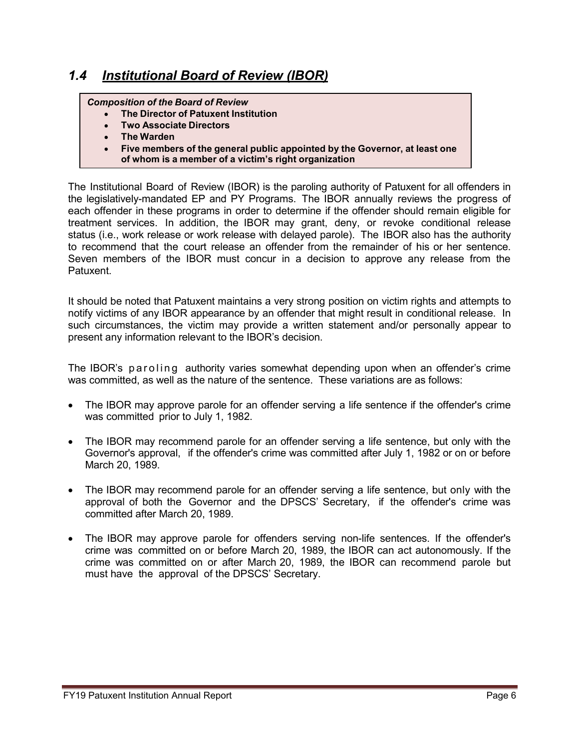## *1.4 Institutional Board of Review (IBOR)*

***Composition of the Board of Review***

- **The Director of Patuxent Institution**
- **Two Associate Directors**
- **The Warden**
- **Five members of the general public appointed by the Governor, at least one of whom is a member of a victim's right organization**

The Institutional Board of Review (IBOR) is the paroling authority of Patuxent for all offenders in the legislatively-mandated EP and PY Programs. The IBOR annually reviews the progress of each offender in these programs in order to determine if the offender should remain eligible for treatment services. In addition, the IBOR may grant, deny, or revoke conditional release status (i.e., work release or work release with delayed parole). The IBOR also has the authority to recommend that the court release an offender from the remainder of his or her sentence. Seven members of the IBOR must concur in a decision to approve any release from the Patuxent.

It should be noted that Patuxent maintains a very strong position on victim rights and attempts to notify victims of any IBOR appearance by an offender that might result in conditional release. In such circumstances, the victim may provide a written statement and/or personally appear to present any information relevant to the IBOR's decision.

The IBOR's paroling authority varies somewhat depending upon when an offender's crime was committed, as well as the nature of the sentence. These variations are as follows:

- The IBOR may approve parole for an offender serving a life sentence if the offender's crime was committed prior to July 1, 1982.
- The IBOR may recommend parole for an offender serving a life sentence, but only with the Governor's approval, if the offender's crime was committed after July 1, 1982 or on or before March 20, 1989.
- The IBOR may recommend parole for an offender serving a life sentence, but only with the approval of both the Governor and the DPSCS' Secretary, if the offender's crime was committed after March 20, 1989.
- The IBOR may approve parole for offenders serving non-life sentences. If the offender's crime was committed on or before March 20, 1989, the IBOR can act autonomously. If the crime was committed on or after March 20, 1989, the IBOR can recommend parole but must have the approval of the DPSCS' Secretary.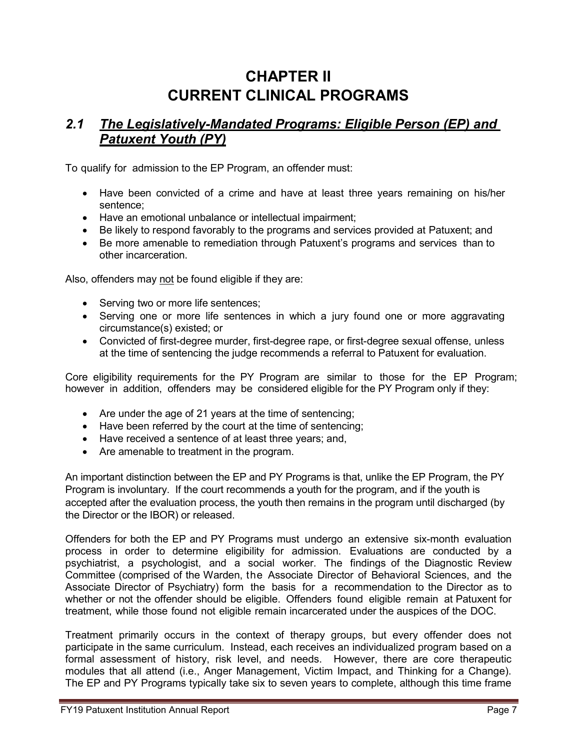# CHAPTER II
# CURRENT CLINICAL PROGRAMS

## *2.1 The Legislatively-Mandated Programs: Eligible Person (EP) and Patuxent Youth (PY)*

To qualify for admission to the EP Program, an offender must:

- Have been convicted of a crime and have at least three years remaining on his/her sentence;
- Have an emotional unbalance or intellectual impairment;
- Be likely to respond favorably to the programs and services provided at Patuxent; and
- Be more amenable to remediation through Patuxent's programs and services than to other incarceration.

Also, offenders may not be found eligible if they are:

- Serving two or more life sentences;
- Serving one or more life sentences in which a jury found one or more aggravating circumstance(s) existed; or
- Convicted of first-degree murder, first-degree rape, or first-degree sexual offense, unless at the time of sentencing the judge recommends a referral to Patuxent for evaluation.

Core eligibility requirements for the PY Program are similar to those for the EP Program; however in addition, offenders may be considered eligible for the PY Program only if they:

- Are under the age of 21 years at the time of sentencing;
- Have been referred by the court at the time of sentencing;
- Have received a sentence of at least three years; and,
- Are amenable to treatment in the program.

An important distinction between the EP and PY Programs is that, unlike the EP Program, the PY Program is involuntary. If the court recommends a youth for the program, and if the youth is accepted after the evaluation process, the youth then remains in the program until discharged (by the Director or the IBOR) or released.

Offenders for both the EP and PY Programs must undergo an extensive six-month evaluation process in order to determine eligibility for admission. Evaluations are conducted by a psychiatrist, a psychologist, and a social worker. The findings of the Diagnostic Review Committee (comprised of the Warden, the Associate Director of Behavioral Sciences, and the Associate Director of Psychiatry) form the basis for a recommendation to the Director as to whether or not the offender should be eligible. Offenders found eligible remain at Patuxent for treatment, while those found not eligible remain incarcerated under the auspices of the DOC.

Treatment primarily occurs in the context of therapy groups, but every offender does not participate in the same curriculum. Instead, each receives an individualized program based on a formal assessment of history, risk level, and needs. However, there are core therapeutic modules that all attend (i.e., Anger Management, Victim Impact, and Thinking for a Change). The EP and PY Programs typically take six to seven years to complete, although this time frame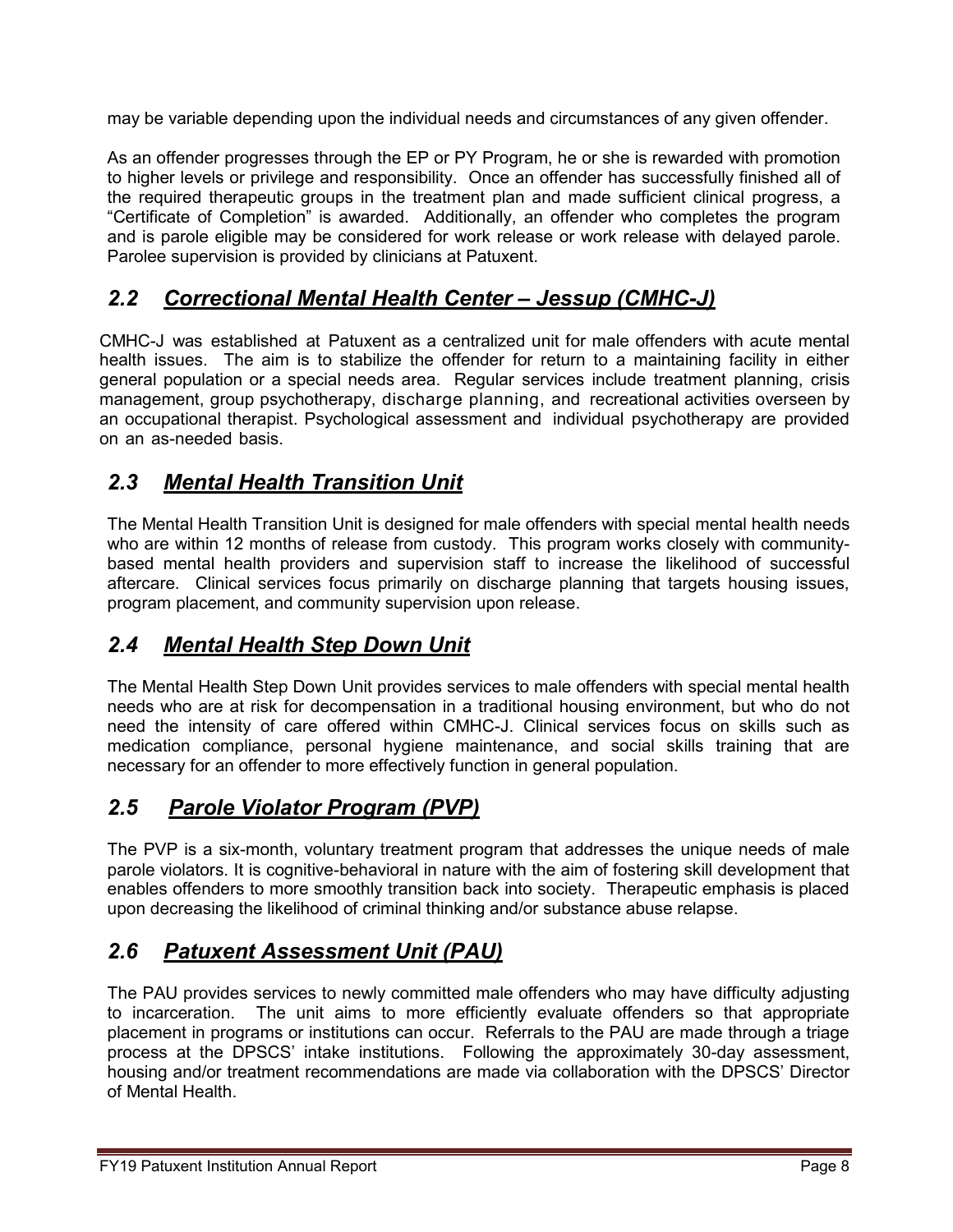may be variable depending upon the individual needs and circumstances of any given offender.

As an offender progresses through the EP or PY Program, he or she is rewarded with promotion to higher levels or privilege and responsibility. Once an offender has successfully finished all of the required therapeutic groups in the treatment plan and made sufficient clinical progress, a "Certificate of Completion" is awarded. Additionally, an offender who completes the program and is parole eligible may be considered for work release or work release with delayed parole. Parolee supervision is provided by clinicians at Patuxent.

## *2.2 Correctional Mental Health Center – Jessup (CMHC-J)*

CMHC-J was established at Patuxent as a centralized unit for male offenders with acute mental health issues. The aim is to stabilize the offender for return to a maintaining facility in either general population or a special needs area. Regular services include treatment planning, crisis management, group psychotherapy, discharge planning, and recreational activities overseen by an occupational therapist. Psychological assessment and individual psychotherapy are provided on an as-needed basis.

## *2.3 Mental Health Transition Unit*

The Mental Health Transition Unit is designed for male offenders with special mental health needs who are within 12 months of release from custody. This program works closely with community-based mental health providers and supervision staff to increase the likelihood of successful aftercare. Clinical services focus primarily on discharge planning that targets housing issues, program placement, and community supervision upon release.

## *2.4 Mental Health Step Down Unit*

The Mental Health Step Down Unit provides services to male offenders with special mental health needs who are at risk for decompensation in a traditional housing environment, but who do not need the intensity of care offered within CMHC-J. Clinical services focus on skills such as medication compliance, personal hygiene maintenance, and social skills training that are necessary for an offender to more effectively function in general population.

## *2.5 Parole Violator Program (PVP)*

The PVP is a six-month, voluntary treatment program that addresses the unique needs of male parole violators. It is cognitive-behavioral in nature with the aim of fostering skill development that enables offenders to more smoothly transition back into society. Therapeutic emphasis is placed upon decreasing the likelihood of criminal thinking and/or substance abuse relapse.

## *2.6 Patuxent Assessment Unit (PAU)*

The PAU provides services to newly committed male offenders who may have difficulty adjusting to incarceration. The unit aims to more efficiently evaluate offenders so that appropriate placement in programs or institutions can occur. Referrals to the PAU are made through a triage process at the DPSCS' intake institutions. Following the approximately 30-day assessment, housing and/or treatment recommendations are made via collaboration with the DPSCS' Director of Mental Health.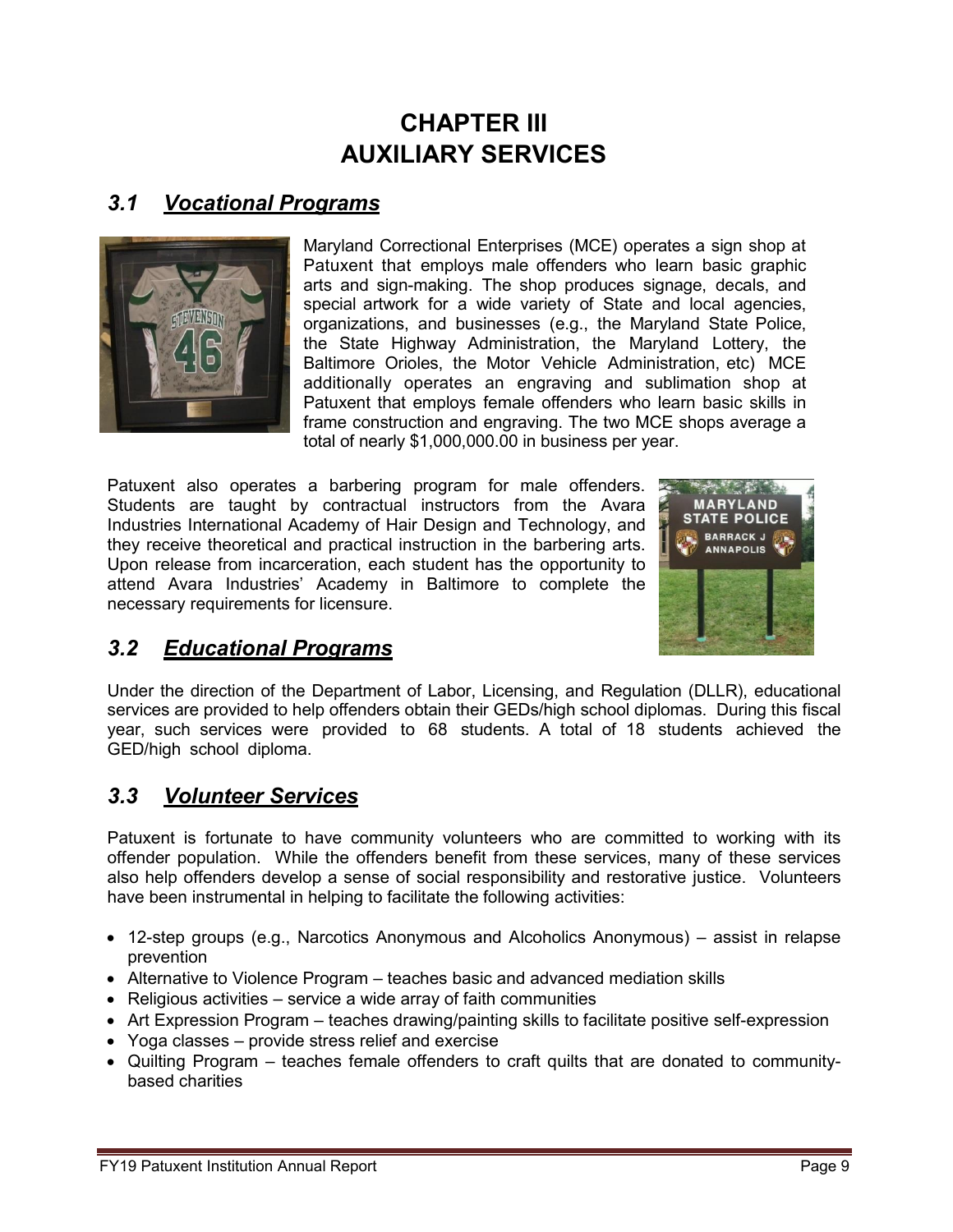# CHAPTER III
# AUXILIARY SERVICES

## *3.1 Vocational Programs*

Maryland Correctional Enterprises (MCE) operates a sign shop at Patuxent that employs male offenders who learn basic graphic arts and sign-making. The shop produces signage, decals, and special artwork for a wide variety of State and local agencies, organizations, and businesses (e.g., the Maryland State Police, the State Highway Administration, the Maryland Lottery, the Baltimore Orioles, the Motor Vehicle Administration, etc) MCE additionally operates an engraving and sublimation shop at Patuxent that employs female offenders who learn basic skills in frame construction and engraving. The two MCE shops average a total of nearly $1,000,000.00 in business per year.

Patuxent also operates a barbering program for male offenders. Students are taught by contractual instructors from the Avara Industries International Academy of Hair Design and Technology, and they receive theoretical and practical instruction in the barbering arts. Upon release from incarceration, each student has the opportunity to attend Avara Industries' Academy in Baltimore to complete the necessary requirements for licensure.

## *3.2 Educational Programs*

Under the direction of the Department of Labor, Licensing, and Regulation (DLLR), educational services are provided to help offenders obtain their GEDs/high school diplomas. During this fiscal year, such services were provided to 68 students. A total of 18 students achieved the GED/high school diploma.

## *3.3 Volunteer Services*

Patuxent is fortunate to have community volunteers who are committed to working with its offender population. While the offenders benefit from these services, many of these services also help offenders develop a sense of social responsibility and restorative justice. Volunteers have been instrumental in helping to facilitate the following activities:

- 12-step groups (e.g., Narcotics Anonymous and Alcoholics Anonymous) – assist in relapse prevention
- Alternative to Violence Program – teaches basic and advanced mediation skills
- Religious activities – service a wide array of faith communities
- Art Expression Program – teaches drawing/painting skills to facilitate positive self-expression
- Yoga classes – provide stress relief and exercise
- Quilting Program – teaches female offenders to craft quilts that are donated to community-based charities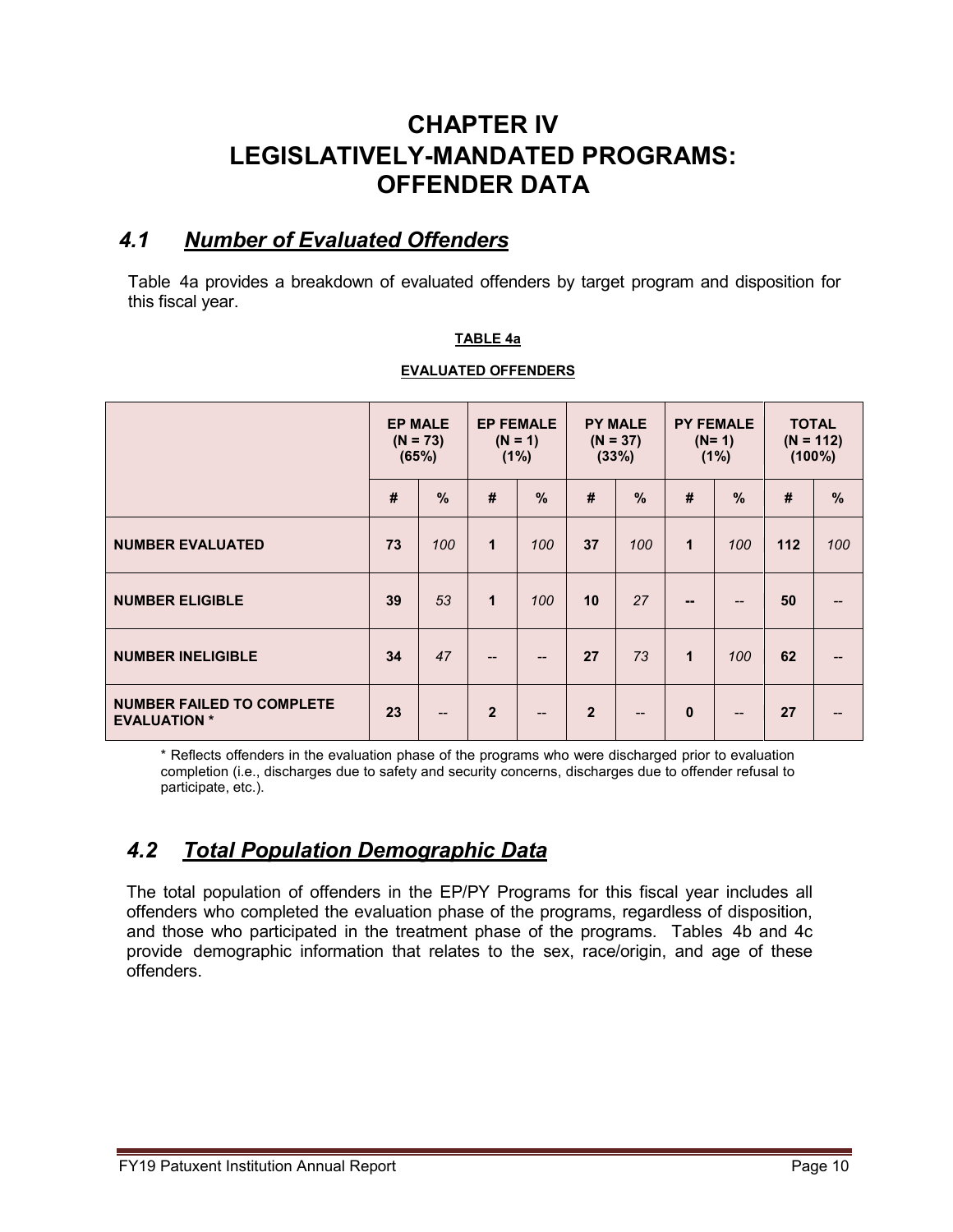# CHAPTER IV
# LEGISLATIVELY-MANDATED PROGRAMS: OFFENDER DATA

## *4.1 Number of Evaluated Offenders*

Table 4a provides a breakdown of evaluated offenders by target program and disposition for this fiscal year.

**TABLE 4a**

**EVALUATED OFFENDERS**

| | EP MALE (N = 73) (65%) | | EP FEMALE (N = 1) (1%) | | PY MALE (N = 37) (33%) | | PY FEMALE (N= 1) (1%) | | TOTAL (N = 112) (100%) | |
|---|---|---|---|---|---|---|---|---|---|---|
| | **#** | **%** | **#** | **%** | **#** | **%** | **#** | **%** | **#** | **%** |
| **NUMBER EVALUATED** | **73** | *100* | **1** | *100* | **37** | *100* | **1** | *100* | **112** | *100* |
| **NUMBER ELIGIBLE** | **39** | *53* | **1** | *100* | **10** | *27* | **--** | -- | **50** | -- |
| **NUMBER INELIGIBLE** | **34** | *47* | -- | -- | **27** | *73* | **1** | *100* | **62** | -- |
| **NUMBER FAILED TO COMPLETE EVALUATION *** | **23** | -- | **2** | -- | **2** | -- | **0** | -- | **27** | -- |

* Reflects offenders in the evaluation phase of the programs who were discharged prior to evaluation completion (i.e., discharges due to safety and security concerns, discharges due to offender refusal to participate, etc.).

## *4.2 Total Population Demographic Data*

The total population of offenders in the EP/PY Programs for this fiscal year includes all offenders who completed the evaluation phase of the programs, regardless of disposition, and those who participated in the treatment phase of the programs. Tables 4b and 4c provide demographic information that relates to the sex, race/origin, and age of these offenders.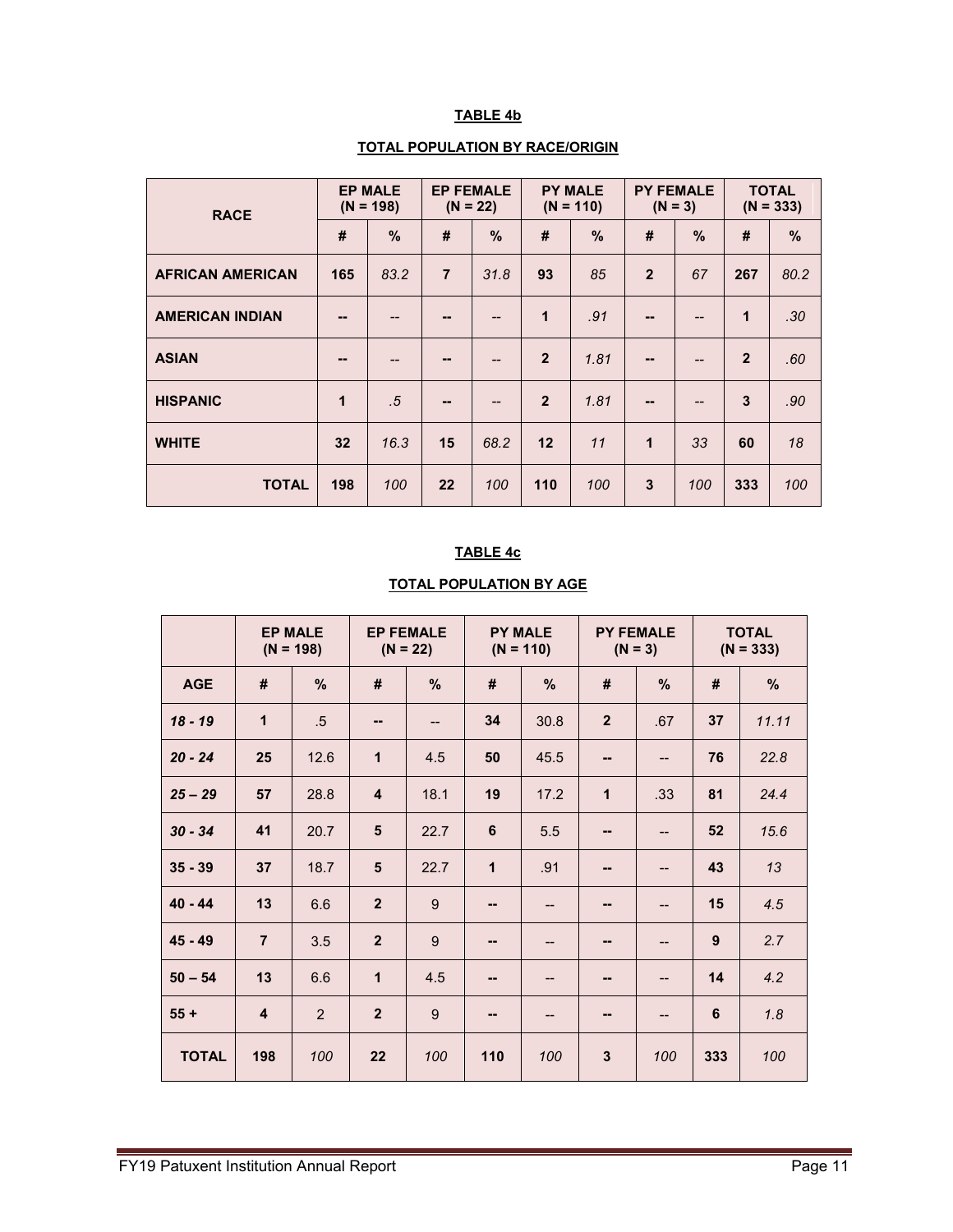**TABLE 4b**

**TOTAL POPULATION BY RACE/ORIGIN**

| RACE | EP MALE (N = 198) | | EP FEMALE (N = 22) | | PY MALE (N = 110) | | PY FEMALE (N = 3) | | TOTAL (N = 333) | |
|---|---|---|---|---|---|---|---|---|---|---|
| | # | % | # | % | # | % | # | % | # | % |
| **AFRICAN AMERICAN** | **165** | *83.2* | **7** | *31.8* | **93** | *85* | **2** | *67* | **267** | *80.2* |
| **AMERICAN INDIAN** | **--** | -- | **--** | -- | **1** | *.91* | **--** | -- | **1** | *.30* |
| **ASIAN** | **--** | -- | **--** | -- | **2** | *1.81* | **--** | -- | **2** | *.60* |
| **HISPANIC** | **1** | *.5* | **--** | -- | **2** | *1.81* | **--** | -- | **3** | *.90* |
| **WHITE** | **32** | *16.3* | **15** | *68.2* | **12** | *11* | **1** | *33* | **60** | *18* |
| **TOTAL** | **198** | *100* | **22** | *100* | **110** | *100* | **3** | *100* | **333** | *100* |

**TABLE 4c**

**TOTAL POPULATION BY AGE**

| | EP MALE (N = 198) | | EP FEMALE (N = 22) | | PY MALE (N = 110) | | PY FEMALE (N = 3) | | TOTAL (N = 333) | |
|---|---|---|---|---|---|---|---|---|---|---|
| **AGE** | # | % | # | % | # | % | # | % | # | % |
| ***18 - 19*** | **1** | .5 | **--** | -- | **34** | 30.8 | **2** | .67 | **37** | *11.11* |
| ***20 - 24*** | **25** | 12.6 | **1** | 4.5 | **50** | 45.5 | **--** | -- | **76** | *22.8* |
| ***25 – 29*** | **57** | 28.8 | **4** | 18.1 | **19** | 17.2 | **1** | .33 | **81** | *24.4* |
| ***30 - 34*** | **41** | 20.7 | **5** | 22.7 | **6** | 5.5 | **--** | -- | **52** | *15.6* |
| **35 - 39** | **37** | 18.7 | **5** | 22.7 | **1** | .91 | **--** | -- | **43** | *13* |
| **40 - 44** | **13** | 6.6 | **2** | 9 | **--** | -- | **--** | -- | **15** | *4.5* |
| **45 - 49** | **7** | 3.5 | **2** | 9 | **--** | -- | **--** | -- | **9** | *2.7* |
| **50 – 54** | **13** | 6.6 | **1** | 4.5 | **--** | -- | **--** | -- | **14** | *4.2* |
| **55 +** | **4** | 2 | **2** | 9 | **--** | -- | **--** | -- | **6** | *1.8* |
| **TOTAL** | **198** | *100* | **22** | *100* | **110** | *100* | **3** | *100* | **333** | *100* |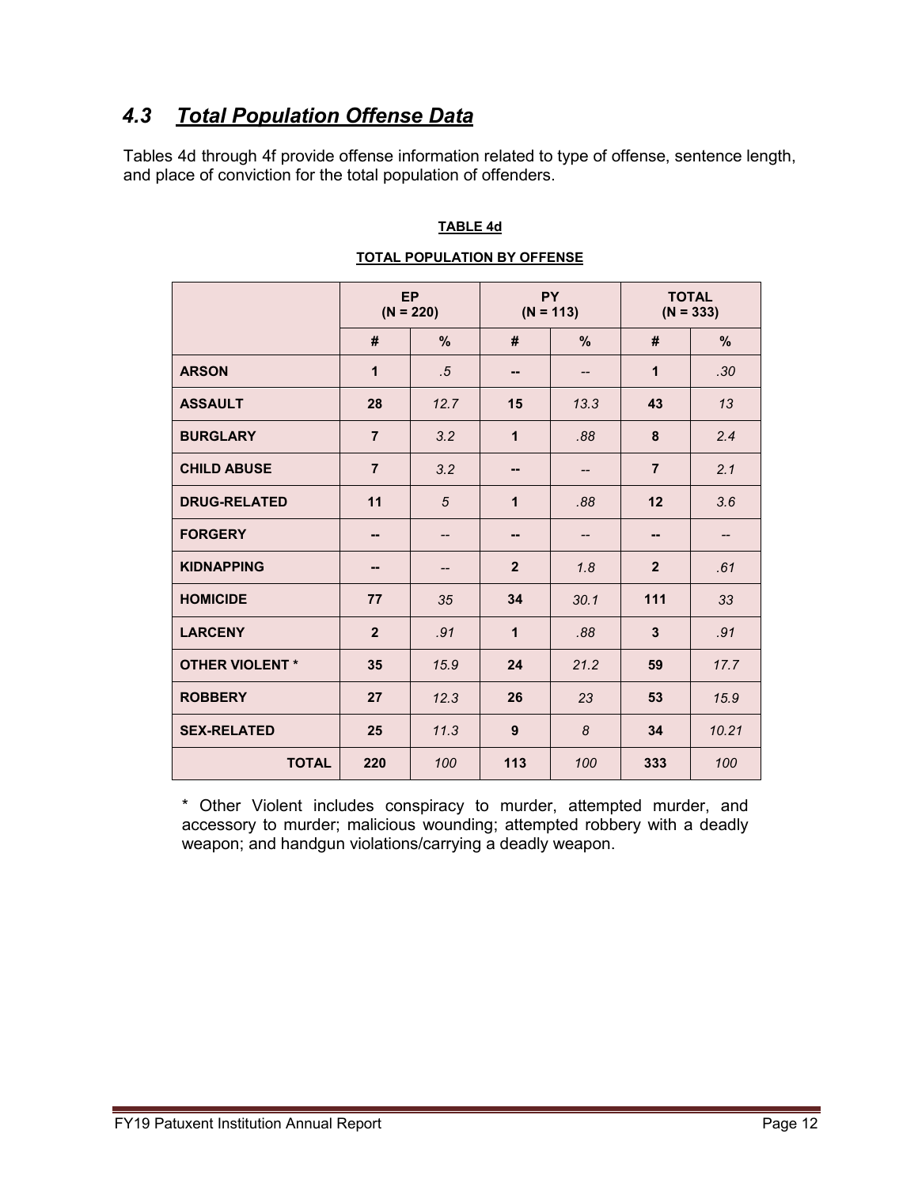## *4.3 Total Population Offense Data*

Tables 4d through 4f provide offense information related to type of offense, sentence length, and place of conviction for the total population of offenders.

**TABLE 4d**

**TOTAL POPULATION BY OFFENSE**

| | EP (N = 220) | | PY (N = 113) | | TOTAL (N = 333) | |
|---|---|---|---|---|---|---|
| | # | % | # | % | # | % |
| **ARSON** | **1** | *.5* | **--** | *--* | **1** | *.30* |
| **ASSAULT** | **28** | *12.7* | **15** | *13.3* | **43** | *13* |
| **BURGLARY** | **7** | *3.2* | **1** | *.88* | **8** | *2.4* |
| **CHILD ABUSE** | **7** | *3.2* | **--** | *--* | **7** | *2.1* |
| **DRUG-RELATED** | **11** | *5* | **1** | *.88* | **12** | *3.6* |
| **FORGERY** | **--** | *--* | **--** | *--* | **--** | *--* |
| **KIDNAPPING** | **--** | *--* | **2** | *1.8* | **2** | *.61* |
| **HOMICIDE** | **77** | *35* | **34** | *30.1* | **111** | *33* |
| **LARCENY** | **2** | *.91* | **1** | *.88* | **3** | *.91* |
| **OTHER VIOLENT *** | **35** | *15.9* | **24** | *21.2* | **59** | *17.7* |
| **ROBBERY** | **27** | *12.3* | **26** | *23* | **53** | *15.9* |
| **SEX-RELATED** | **25** | *11.3* | **9** | *8* | **34** | *10.21* |
| **TOTAL** | **220** | *100* | **113** | *100* | **333** | *100* |

* Other Violent includes conspiracy to murder, attempted murder, and accessory to murder; malicious wounding; attempted robbery with a deadly weapon; and handgun violations/carrying a deadly weapon.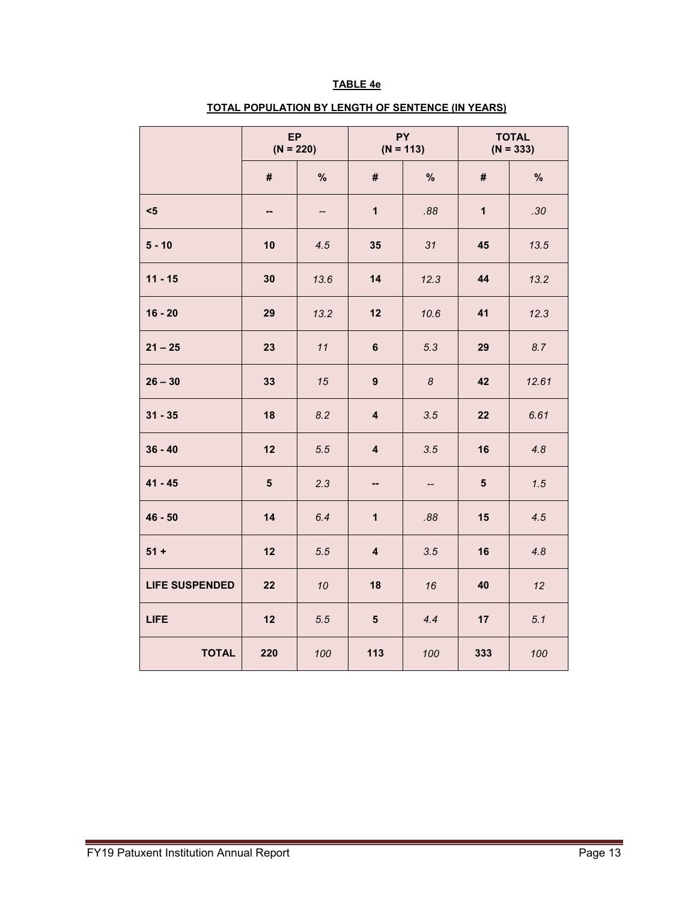**TABLE 4e**

**TOTAL POPULATION BY LENGTH OF SENTENCE (IN YEARS)**

| | EP (N = 220) | | PY (N = 113) | | TOTAL (N = 333) | |
|---|---|---|---|---|---|---|
| | **#** | **%** | **#** | **%** | **#** | **%** |
| **<5** | **--** | *--* | **1** | *.88* | **1** | *.30* |
| **5 - 10** | **10** | *4.5* | **35** | *31* | **45** | *13.5* |
| **11 - 15** | **30** | *13.6* | **14** | *12.3* | **44** | *13.2* |
| **16 - 20** | **29** | *13.2* | **12** | *10.6* | **41** | *12.3* |
| **21 – 25** | **23** | *11* | **6** | *5.3* | **29** | *8.7* |
| **26 – 30** | **33** | *15* | **9** | *8* | **42** | *12.61* |
| **31 - 35** | **18** | *8.2* | **4** | *3.5* | **22** | *6.61* |
| **36 - 40** | **12** | *5.5* | **4** | *3.5* | **16** | *4.8* |
| **41 - 45** | **5** | *2.3* | **--** | *--* | **5** | *1.5* |
| **46 - 50** | **14** | *6.4* | **1** | *.88* | **15** | *4.5* |
| **51 +** | **12** | *5.5* | **4** | *3.5* | **16** | *4.8* |
| **LIFE SUSPENDED** | **22** | *10* | **18** | *16* | **40** | *12* |
| **LIFE** | **12** | *5.5* | **5** | *4.4* | **17** | *5.1* |
| **TOTAL** | **220** | *100* | **113** | *100* | **333** | *100* |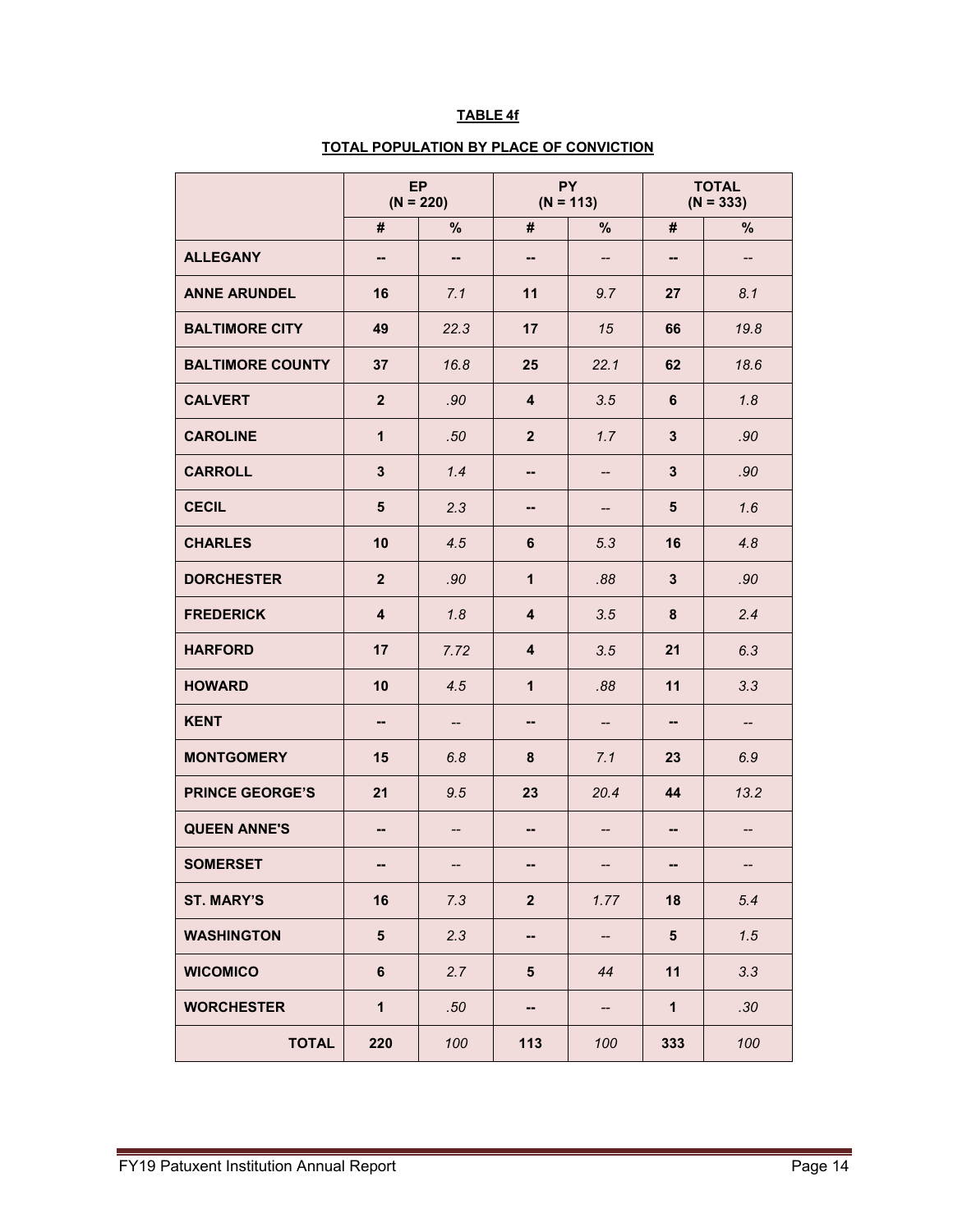**TABLE 4f**

**TOTAL POPULATION BY PLACE OF CONVICTION**

| | EP (N = 220) | | PY (N = 113) | | TOTAL (N = 333) | |
|---|---|---|---|---|---|---|
| | # | % | # | % | # | % |
| **ALLEGANY** | -- | -- | -- | -- | -- | -- |
| **ANNE ARUNDEL** | 16 | 7.1 | 11 | 9.7 | 27 | 8.1 |
| **BALTIMORE CITY** | 49 | 22.3 | 17 | 15 | 66 | 19.8 |
| **BALTIMORE COUNTY** | 37 | 16.8 | 25 | 22.1 | 62 | 18.6 |
| **CALVERT** | 2 | .90 | 4 | 3.5 | 6 | 1.8 |
| **CAROLINE** | 1 | .50 | 2 | 1.7 | 3 | .90 |
| **CARROLL** | 3 | 1.4 | -- | -- | 3 | .90 |
| **CECIL** | 5 | 2.3 | -- | -- | 5 | 1.6 |
| **CHARLES** | 10 | 4.5 | 6 | 5.3 | 16 | 4.8 |
| **DORCHESTER** | 2 | .90 | 1 | .88 | 3 | .90 |
| **FREDERICK** | 4 | 1.8 | 4 | 3.5 | 8 | 2.4 |
| **HARFORD** | 17 | 7.72 | 4 | 3.5 | 21 | 6.3 |
| **HOWARD** | 10 | 4.5 | 1 | .88 | 11 | 3.3 |
| **KENT** | -- | -- | -- | -- | -- | -- |
| **MONTGOMERY** | 15 | 6.8 | 8 | 7.1 | 23 | 6.9 |
| **PRINCE GEORGE'S** | 21 | 9.5 | 23 | 20.4 | 44 | 13.2 |
| **QUEEN ANNE'S** | -- | -- | -- | -- | -- | -- |
| **SOMERSET** | -- | -- | -- | -- | -- | -- |
| **ST. MARY'S** | 16 | 7.3 | 2 | 1.77 | 18 | 5.4 |
| **WASHINGTON** | 5 | 2.3 | -- | -- | 5 | 1.5 |
| **WICOMICO** | 6 | 2.7 | 5 | 44 | 11 | 3.3 |
| **WORCHESTER** | 1 | .50 | -- | -- | 1 | .30 |
| **TOTAL** | 220 | 100 | 113 | 100 | 333 | 100 |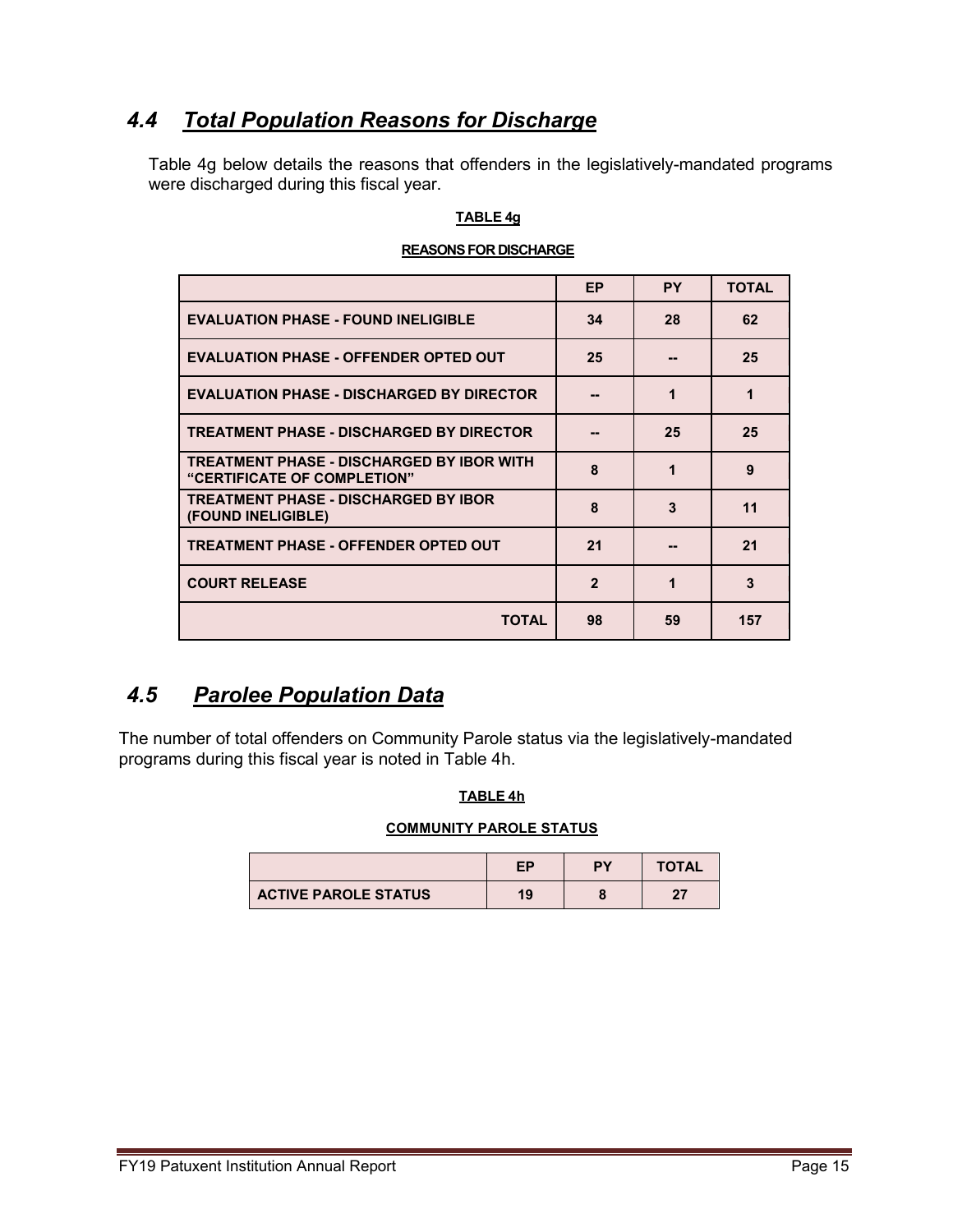## *4.4 Total Population Reasons for Discharge*

Table 4g below details the reasons that offenders in the legislatively-mandated programs were discharged during this fiscal year.

**TABLE 4g**

**REASONS FOR DISCHARGE**

| | EP | PY | TOTAL |
|---|---|---|---|
| **EVALUATION PHASE - FOUND INELIGIBLE** | 34 | 28 | 62 |
| **EVALUATION PHASE - OFFENDER OPTED OUT** | 25 | -- | 25 |
| **EVALUATION PHASE - DISCHARGED BY DIRECTOR** | -- | 1 | 1 |
| **TREATMENT PHASE - DISCHARGED BY DIRECTOR** | -- | 25 | 25 |
| **TREATMENT PHASE - DISCHARGED BY IBOR WITH "CERTIFICATE OF COMPLETION"** | 8 | 1 | 9 |
| **TREATMENT PHASE - DISCHARGED BY IBOR (FOUND INELIGIBLE)** | 8 | 3 | 11 |
| **TREATMENT PHASE - OFFENDER OPTED OUT** | 21 | -- | 21 |
| **COURT RELEASE** | 2 | 1 | 3 |
| **TOTAL** | 98 | 59 | 157 |

## *4.5 Parolee Population Data*

The number of total offenders on Community Parole status via the legislatively-mandated programs during this fiscal year is noted in Table 4h.

**TABLE 4h**

**COMMUNITY PAROLE STATUS**

| | EP | PY | TOTAL |
|---|---|---|---|
| **ACTIVE PAROLE STATUS** | 19 | 8 | 27 |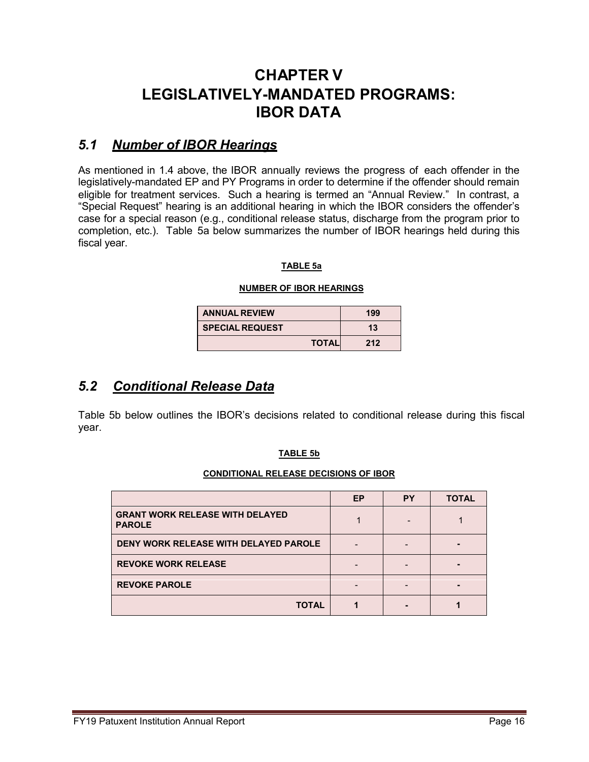# CHAPTER V
# LEGISLATIVELY-MANDATED PROGRAMS: IBOR DATA

## *5.1 Number of IBOR Hearings*

As mentioned in 1.4 above, the IBOR annually reviews the progress of each offender in the legislatively-mandated EP and PY Programs in order to determine if the offender should remain eligible for treatment services. Such a hearing is termed an "Annual Review." In contrast, a "Special Request" hearing is an additional hearing in which the IBOR considers the offender's case for a special reason (e.g., conditional release status, discharge from the program prior to completion, etc.). Table 5a below summarizes the number of IBOR hearings held during this fiscal year.

**TABLE 5a**

**NUMBER OF IBOR HEARINGS**

| | |
|---|---|
| **ANNUAL REVIEW** | **199** |
| **SPECIAL REQUEST** | **13** |
| **TOTAL** | **212** |

## *5.2 Conditional Release Data*

Table 5b below outlines the IBOR's decisions related to conditional release during this fiscal year.

**TABLE 5b**

**CONDITIONAL RELEASE DECISIONS OF IBOR**

| | EP | PY | TOTAL |
|---|---|---|---|
| **GRANT WORK RELEASE WITH DELAYED PAROLE** | 1 | - | 1 |
| **DENY WORK RELEASE WITH DELAYED PAROLE** | - | - | **-** |
| **REVOKE WORK RELEASE** | - | - | **-** |
| **REVOKE PAROLE** | - | - | **-** |
| **TOTAL** | **1** | **-** | **1** |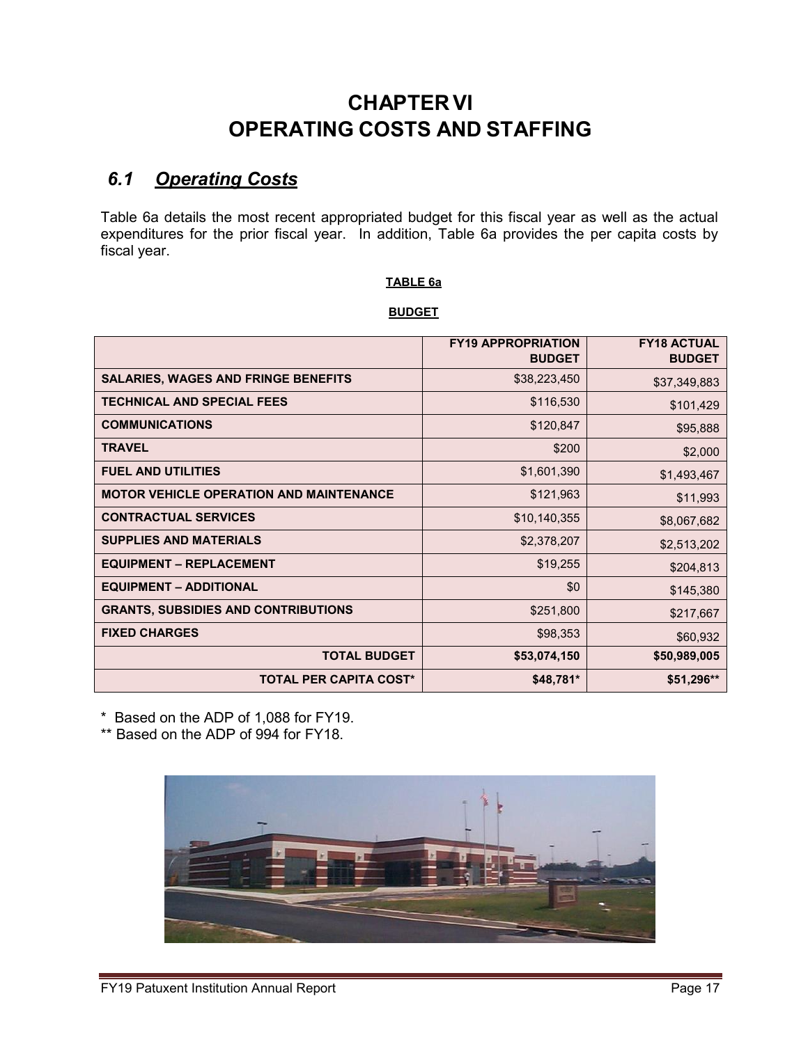# CHAPTER VI
# OPERATING COSTS AND STAFFING

## *6.1 Operating Costs*

Table 6a details the most recent appropriated budget for this fiscal year as well as the actual expenditures for the prior fiscal year. In addition, Table 6a provides the per capita costs by fiscal year.

**TABLE 6a**

**BUDGET**

| | FY19 APPROPRIATION BUDGET | FY18 ACTUAL BUDGET |
|---|---|---|
| **SALARIES, WAGES AND FRINGE BENEFITS** | $38,223,450 | $37,349,883 |
| **TECHNICAL AND SPECIAL FEES** | $116,530 | $101,429 |
| **COMMUNICATIONS** | $120,847 | $95,888 |
| **TRAVEL** | $200 | $2,000 |
| **FUEL AND UTILITIES** | $1,601,390 | $1,493,467 |
| **MOTOR VEHICLE OPERATION AND MAINTENANCE** | $121,963 | $11,993 |
| **CONTRACTUAL SERVICES** | $10,140,355 | $8,067,682 |
| **SUPPLIES AND MATERIALS** | $2,378,207 | $2,513,202 |
| **EQUIPMENT – REPLACEMENT** | $19,255 | $204,813 |
| **EQUIPMENT – ADDITIONAL** | $0 | $145,380 |
| **GRANTS, SUBSIDIES AND CONTRIBUTIONS** | $251,800 | $217,667 |
| **FIXED CHARGES** | $98,353 | $60,932 |
| **TOTAL BUDGET** | **$53,074,150** | **$50,989,005** |
| **TOTAL PER CAPITA COST*** | **$48,781*** | **$51,296**** |

* Based on the ADP of 1,088 for FY19.

** Based on the ADP of 994 for FY18.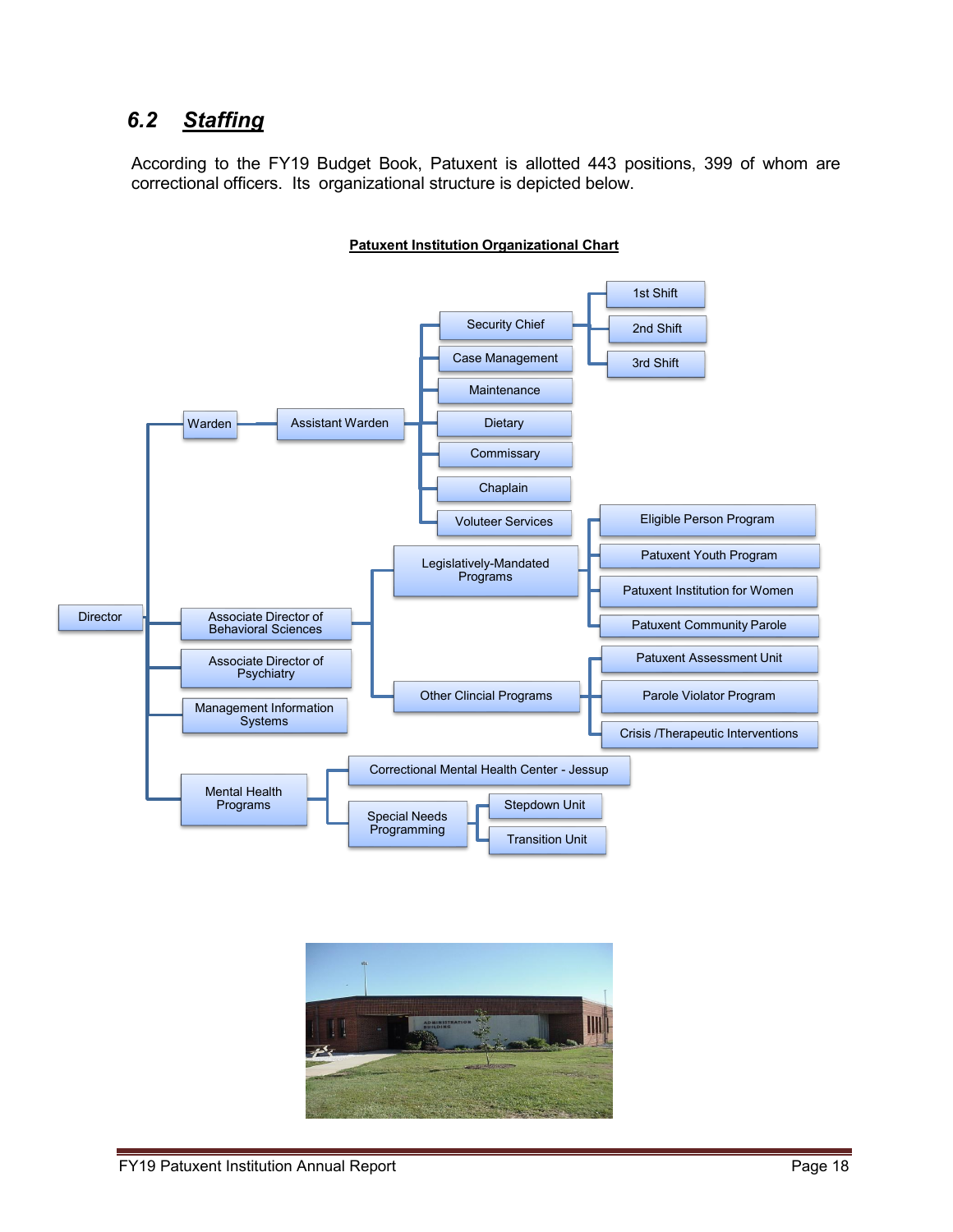## 6.2 Staffing

According to the FY19 Budget Book, Patuxent is allotted 443 positions, 399 of whom are correctional officers. Its organizational structure is depicted below.

**Patuxent Institution Organizational Chart**

Director
Warden
Assistant Warden
Security Chief
1st Shift
2nd Shift
3rd Shift
Case Management
Maintenance
Dietary
Commissary
Chaplain
Voluteer Services
Associate Director of Behavioral Sciences
Legislatively-Mandated Programs
Eligible Person Program
Patuxent Youth Program
Patuxent Institution for Women
Patuxent Community Parole
Other Clincial Programs
Patuxent Assessment Unit
Parole Violator Program
Crisis /Therapeutic Interventions
Associate Director of Psychiatry
Management Information Systems
Mental Health Programs
Correctional Mental Health Center - Jessup
Special Needs Programming
Stepdown Unit
Transition Unit